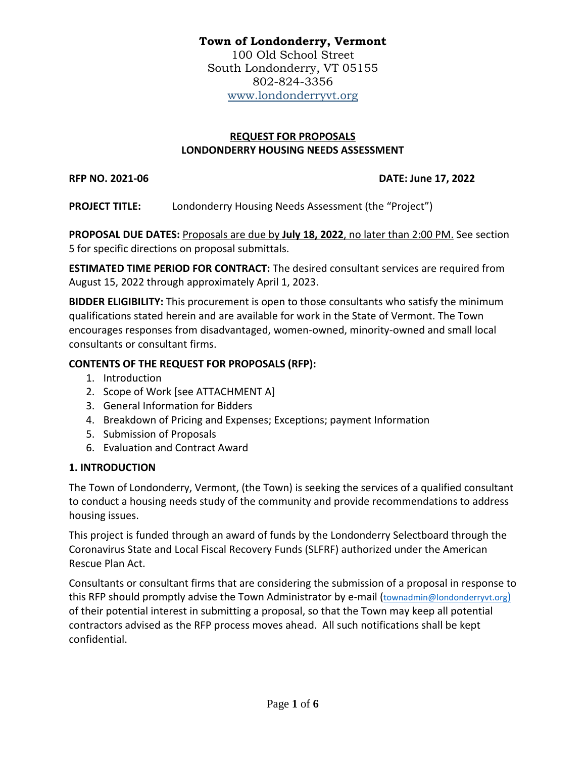**Town of Londonderry, Vermont**
100 Old School Street
South Londonderry, VT 05155
802-824-3356
www.londonderryvt.org

## REQUEST FOR PROPOSALS
## LONDONDERRY HOUSING NEEDS ASSESSMENT

**RFP NO. 2021-06** **DATE: June 17, 2022**

**PROJECT TITLE:** Londonderry Housing Needs Assessment (the "Project")

**PROPOSAL DUE DATES:** Proposals are due by **July 18, 2022**, no later than 2:00 PM. See section 5 for specific directions on proposal submittals.

**ESTIMATED TIME PERIOD FOR CONTRACT:** The desired consultant services are required from August 15, 2022 through approximately April 1, 2023.

**BIDDER ELIGIBILITY:** This procurement is open to those consultants who satisfy the minimum qualifications stated herein and are available for work in the State of Vermont. The Town encourages responses from disadvantaged, women-owned, minority-owned and small local consultants or consultant firms.

**CONTENTS OF THE REQUEST FOR PROPOSALS (RFP):**

1. Introduction
2. Scope of Work [see ATTACHMENT A]
3. General Information for Bidders
4. Breakdown of Pricing and Expenses; Exceptions; payment Information
5. Submission of Proposals
6. Evaluation and Contract Award

### 1. INTRODUCTION

The Town of Londonderry, Vermont, (the Town) is seeking the services of a qualified consultant to conduct a housing needs study of the community and provide recommendations to address housing issues.

This project is funded through an award of funds by the Londonderry Selectboard through the Coronavirus State and Local Fiscal Recovery Funds (SLFRF) authorized under the American Rescue Plan Act.

Consultants or consultant firms that are considering the submission of a proposal in response to this RFP should promptly advise the Town Administrator by e-mail (townadmin@londonderryvt.org) of their potential interest in submitting a proposal, so that the Town may keep all potential contractors advised as the RFP process moves ahead. All such notifications shall be kept confidential.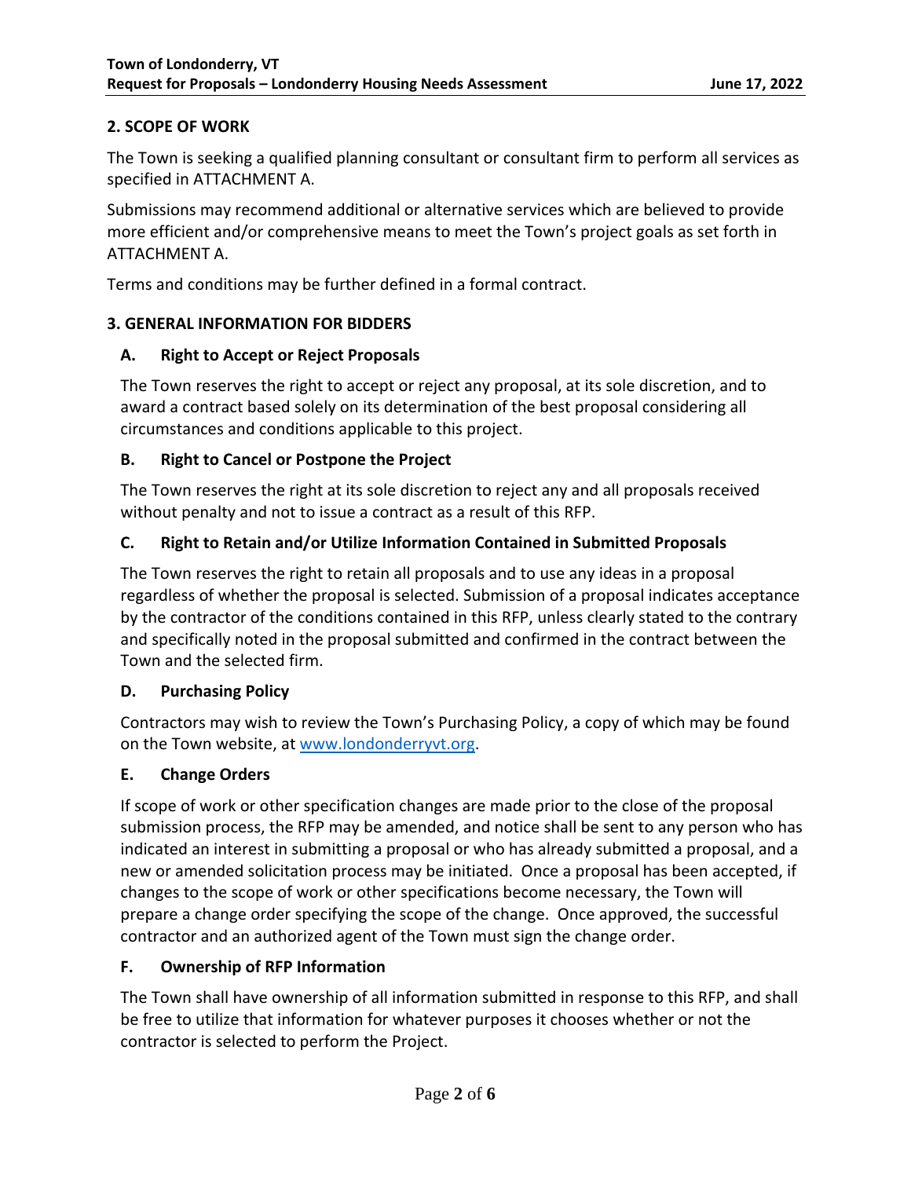## 2. SCOPE OF WORK

The Town is seeking a qualified planning consultant or consultant firm to perform all services as specified in ATTACHMENT A.

Submissions may recommend additional or alternative services which are believed to provide more efficient and/or comprehensive means to meet the Town's project goals as set forth in ATTACHMENT A.

Terms and conditions may be further defined in a formal contract.

## 3. GENERAL INFORMATION FOR BIDDERS

### A. Right to Accept or Reject Proposals

The Town reserves the right to accept or reject any proposal, at its sole discretion, and to award a contract based solely on its determination of the best proposal considering all circumstances and conditions applicable to this project.

### B. Right to Cancel or Postpone the Project

The Town reserves the right at its sole discretion to reject any and all proposals received without penalty and not to issue a contract as a result of this RFP.

### C. Right to Retain and/or Utilize Information Contained in Submitted Proposals

The Town reserves the right to retain all proposals and to use any ideas in a proposal regardless of whether the proposal is selected. Submission of a proposal indicates acceptance by the contractor of the conditions contained in this RFP, unless clearly stated to the contrary and specifically noted in the proposal submitted and confirmed in the contract between the Town and the selected firm.

### D. Purchasing Policy

Contractors may wish to review the Town's Purchasing Policy, a copy of which may be found on the Town website, at [www.londonderryvt.org](http://www.londonderryvt.org).

### E. Change Orders

If scope of work or other specification changes are made prior to the close of the proposal submission process, the RFP may be amended, and notice shall be sent to any person who has indicated an interest in submitting a proposal or who has already submitted a proposal, and a new or amended solicitation process may be initiated. Once a proposal has been accepted, if changes to the scope of work or other specifications become necessary, the Town will prepare a change order specifying the scope of the change. Once approved, the successful contractor and an authorized agent of the Town must sign the change order.

### F. Ownership of RFP Information

The Town shall have ownership of all information submitted in response to this RFP, and shall be free to utilize that information for whatever purposes it chooses whether or not the contractor is selected to perform the Project.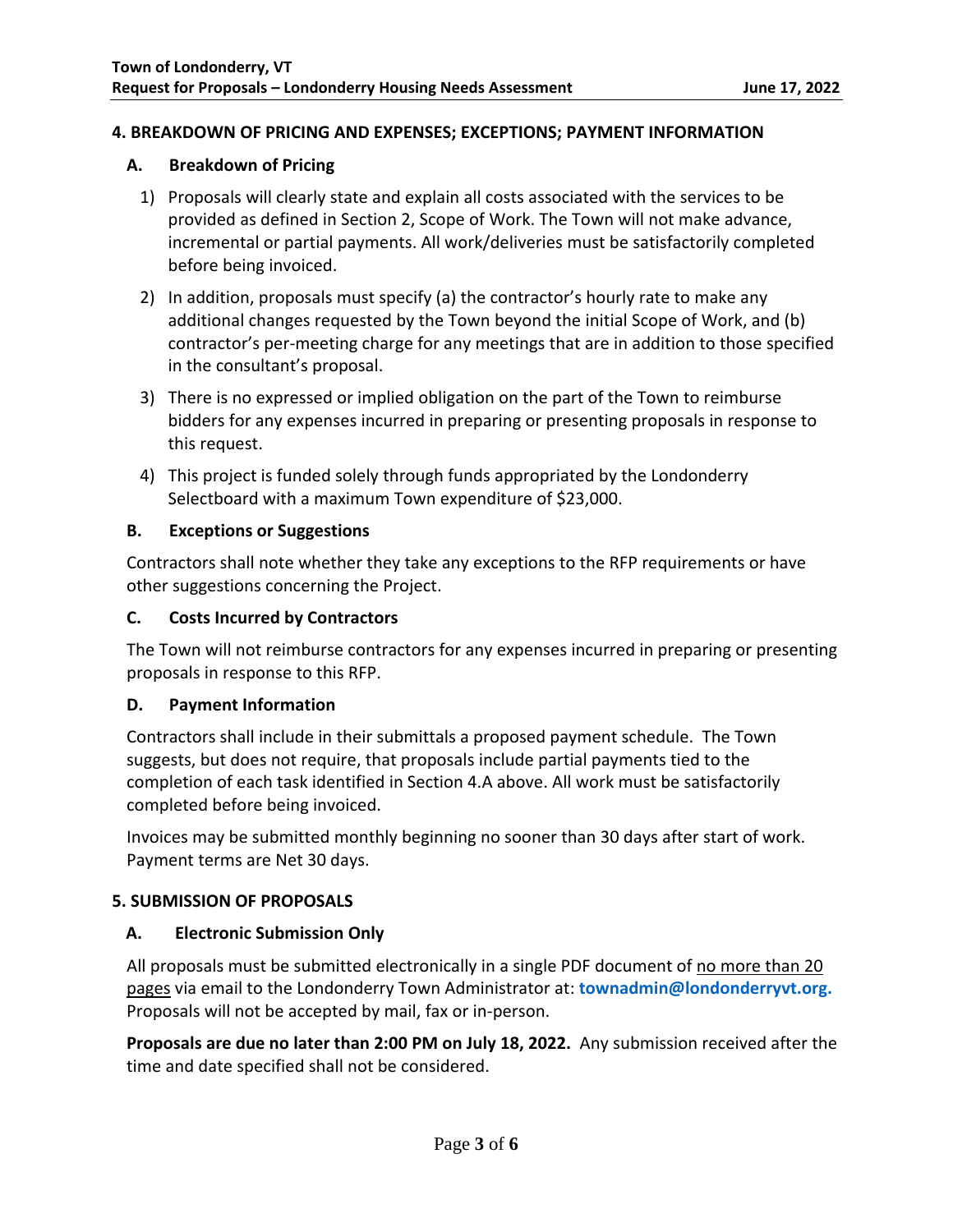## 4. BREAKDOWN OF PRICING AND EXPENSES; EXCEPTIONS; PAYMENT INFORMATION

### A. Breakdown of Pricing

1) Proposals will clearly state and explain all costs associated with the services to be provided as defined in Section 2, Scope of Work. The Town will not make advance, incremental or partial payments. All work/deliveries must be satisfactorily completed before being invoiced.
2) In addition, proposals must specify (a) the contractor's hourly rate to make any additional changes requested by the Town beyond the initial Scope of Work, and (b) contractor's per-meeting charge for any meetings that are in addition to those specified in the consultant's proposal.
3) There is no expressed or implied obligation on the part of the Town to reimburse bidders for any expenses incurred in preparing or presenting proposals in response to this request.
4) This project is funded solely through funds appropriated by the Londonderry Selectboard with a maximum Town expenditure of $23,000.

### B. Exceptions or Suggestions

Contractors shall note whether they take any exceptions to the RFP requirements or have other suggestions concerning the Project.

### C. Costs Incurred by Contractors

The Town will not reimburse contractors for any expenses incurred in preparing or presenting proposals in response to this RFP.

### D. Payment Information

Contractors shall include in their submittals a proposed payment schedule. The Town suggests, but does not require, that proposals include partial payments tied to the completion of each task identified in Section 4.A above. All work must be satisfactorily completed before being invoiced.

Invoices may be submitted monthly beginning no sooner than 30 days after start of work. Payment terms are Net 30 days.

## 5. SUBMISSION OF PROPOSALS

### A. Electronic Submission Only

All proposals must be submitted electronically in a single PDF document of no more than 20 pages via email to the Londonderry Town Administrator at: **townadmin@londonderryvt.org.** Proposals will not be accepted by mail, fax or in-person.

**Proposals are due no later than 2:00 PM on July 18, 2022.** Any submission received after the time and date specified shall not be considered.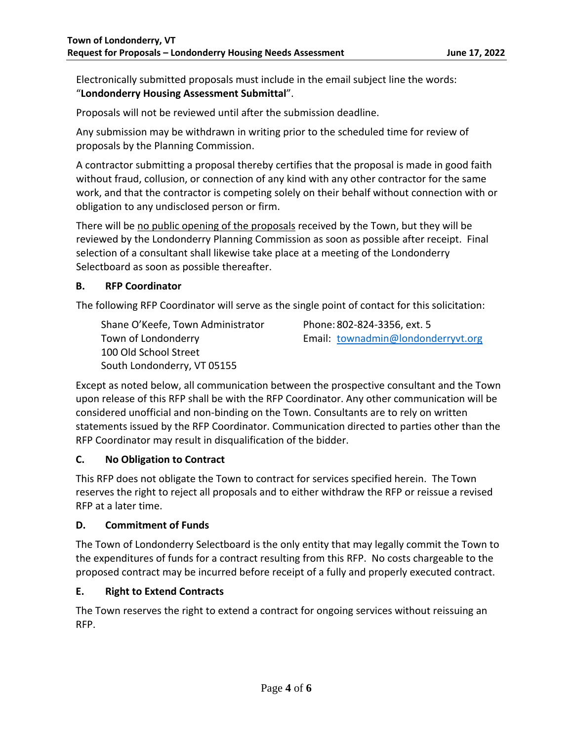Electronically submitted proposals must include in the email subject line the words: "**Londonderry Housing Assessment Submittal**".

Proposals will not be reviewed until after the submission deadline.

Any submission may be withdrawn in writing prior to the scheduled time for review of proposals by the Planning Commission.

A contractor submitting a proposal thereby certifies that the proposal is made in good faith without fraud, collusion, or connection of any kind with any other contractor for the same work, and that the contractor is competing solely on their behalf without connection with or obligation to any undisclosed person or firm.

There will be no public opening of the proposals received by the Town, but they will be reviewed by the Londonderry Planning Commission as soon as possible after receipt. Final selection of a consultant shall likewise take place at a meeting of the Londonderry Selectboard as soon as possible thereafter.

### B. RFP Coordinator

The following RFP Coordinator will serve as the single point of contact for this solicitation:

Shane O'Keefe, Town Administrator
Town of Londonderry
100 Old School Street
South Londonderry, VT 05155

Phone: 802-824-3356, ext. 5
Email: townadmin@londonderryvt.org

Except as noted below, all communication between the prospective consultant and the Town upon release of this RFP shall be with the RFP Coordinator. Any other communication will be considered unofficial and non-binding on the Town. Consultants are to rely on written statements issued by the RFP Coordinator. Communication directed to parties other than the RFP Coordinator may result in disqualification of the bidder.

### C. No Obligation to Contract

This RFP does not obligate the Town to contract for services specified herein. The Town reserves the right to reject all proposals and to either withdraw the RFP or reissue a revised RFP at a later time.

### D. Commitment of Funds

The Town of Londonderry Selectboard is the only entity that may legally commit the Town to the expenditures of funds for a contract resulting from this RFP. No costs chargeable to the proposed contract may be incurred before receipt of a fully and properly executed contract.

### E. Right to Extend Contracts

The Town reserves the right to extend a contract for ongoing services without reissuing an RFP.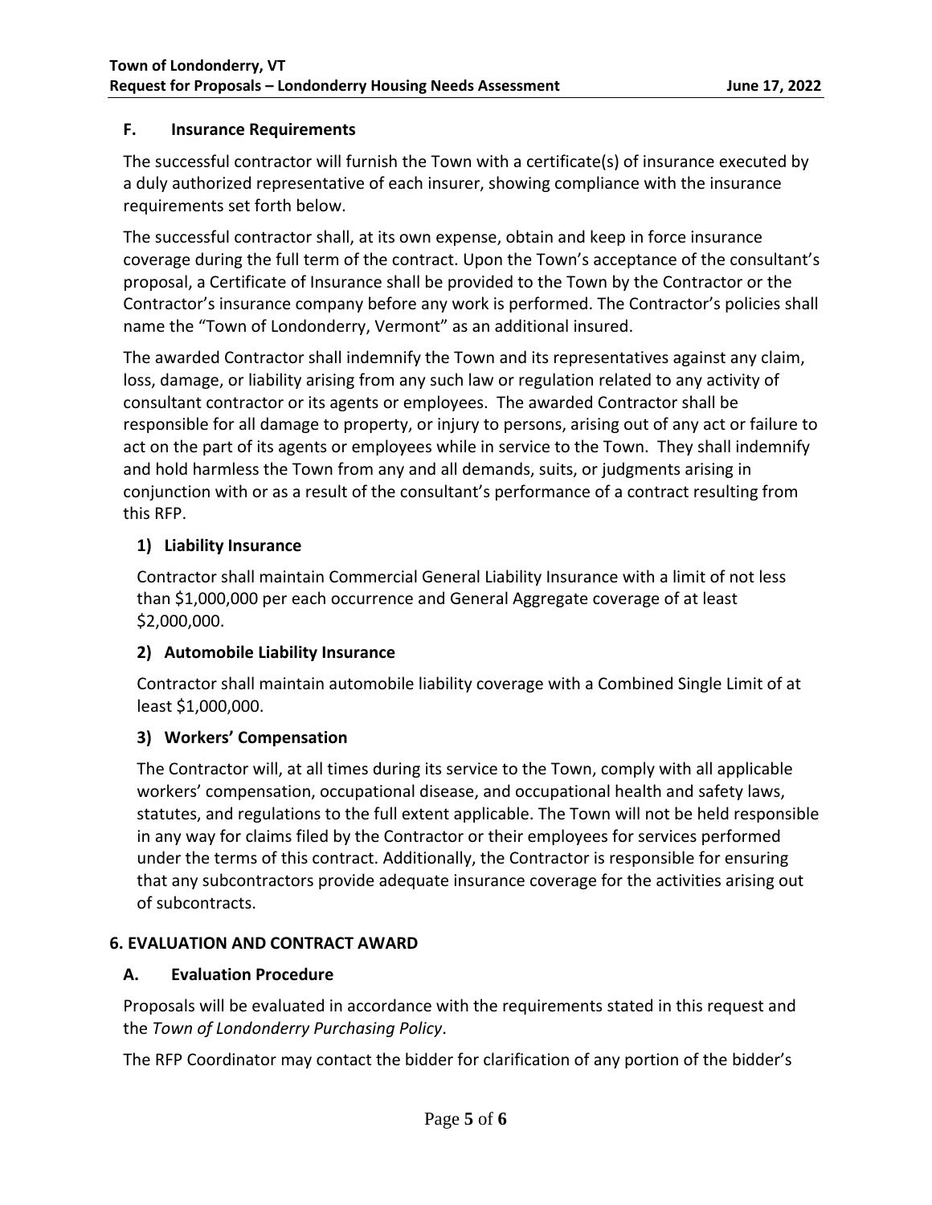### F. Insurance Requirements

The successful contractor will furnish the Town with a certificate(s) of insurance executed by a duly authorized representative of each insurer, showing compliance with the insurance requirements set forth below.

The successful contractor shall, at its own expense, obtain and keep in force insurance coverage during the full term of the contract. Upon the Town's acceptance of the consultant's proposal, a Certificate of Insurance shall be provided to the Town by the Contractor or the Contractor's insurance company before any work is performed. The Contractor's policies shall name the "Town of Londonderry, Vermont" as an additional insured.

The awarded Contractor shall indemnify the Town and its representatives against any claim, loss, damage, or liability arising from any such law or regulation related to any activity of consultant contractor or its agents or employees. The awarded Contractor shall be responsible for all damage to property, or injury to persons, arising out of any act or failure to act on the part of its agents or employees while in service to the Town. They shall indemnify and hold harmless the Town from any and all demands, suits, or judgments arising in conjunction with or as a result of the consultant's performance of a contract resulting from this RFP.

#### 1) Liability Insurance

Contractor shall maintain Commercial General Liability Insurance with a limit of not less than $1,000,000 per each occurrence and General Aggregate coverage of at least $2,000,000.

#### 2) Automobile Liability Insurance

Contractor shall maintain automobile liability coverage with a Combined Single Limit of at least $1,000,000.

#### 3) Workers' Compensation

The Contractor will, at all times during its service to the Town, comply with all applicable workers' compensation, occupational disease, and occupational health and safety laws, statutes, and regulations to the full extent applicable. The Town will not be held responsible in any way for claims filed by the Contractor or their employees for services performed under the terms of this contract. Additionally, the Contractor is responsible for ensuring that any subcontractors provide adequate insurance coverage for the activities arising out of subcontracts.

## 6. EVALUATION AND CONTRACT AWARD

### A. Evaluation Procedure

Proposals will be evaluated in accordance with the requirements stated in this request and the *Town of Londonderry Purchasing Policy*.

The RFP Coordinator may contact the bidder for clarification of any portion of the bidder's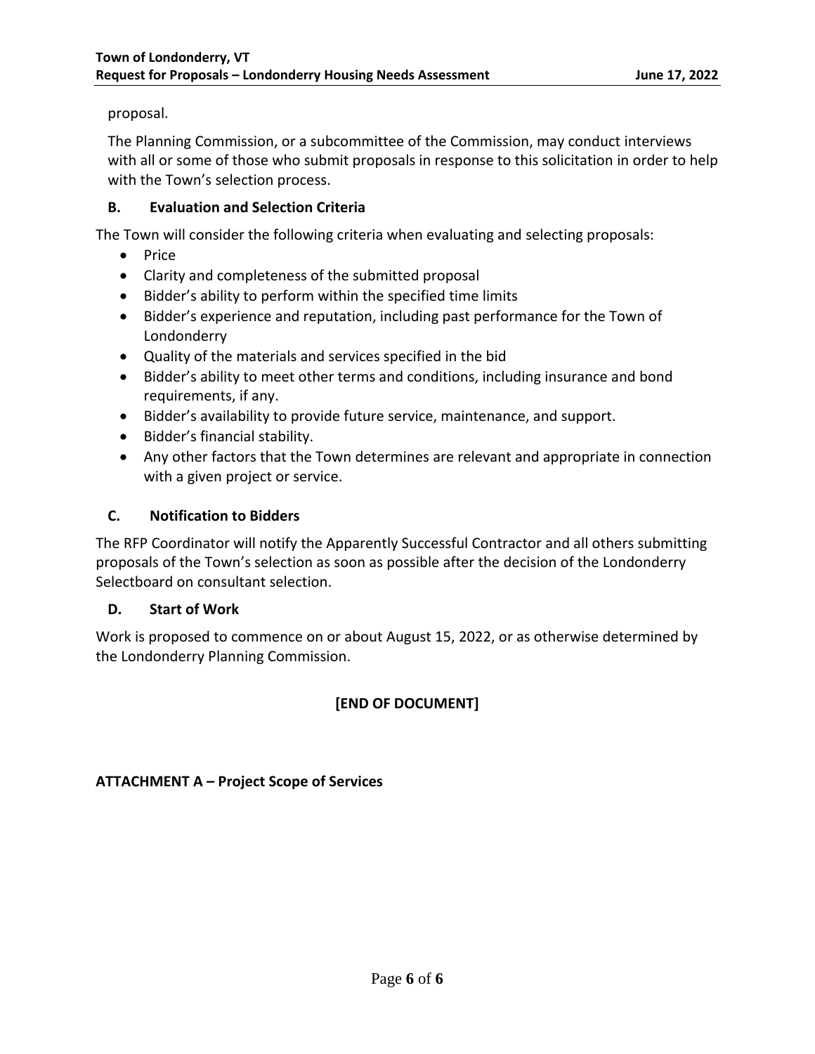proposal.

The Planning Commission, or a subcommittee of the Commission, may conduct interviews with all or some of those who submit proposals in response to this solicitation in order to help with the Town's selection process.

### B. Evaluation and Selection Criteria

The Town will consider the following criteria when evaluating and selecting proposals:

- Price
- Clarity and completeness of the submitted proposal
- Bidder's ability to perform within the specified time limits
- Bidder's experience and reputation, including past performance for the Town of Londonderry
- Quality of the materials and services specified in the bid
- Bidder's ability to meet other terms and conditions, including insurance and bond requirements, if any.
- Bidder's availability to provide future service, maintenance, and support.
- Bidder's financial stability.
- Any other factors that the Town determines are relevant and appropriate in connection with a given project or service.

### C. Notification to Bidders

The RFP Coordinator will notify the Apparently Successful Contractor and all others submitting proposals of the Town's selection as soon as possible after the decision of the Londonderry Selectboard on consultant selection.

### D. Start of Work

Work is proposed to commence on or about August 15, 2022, or as otherwise determined by the Londonderry Planning Commission.

**[END OF DOCUMENT]**

**ATTACHMENT A – Project Scope of Services**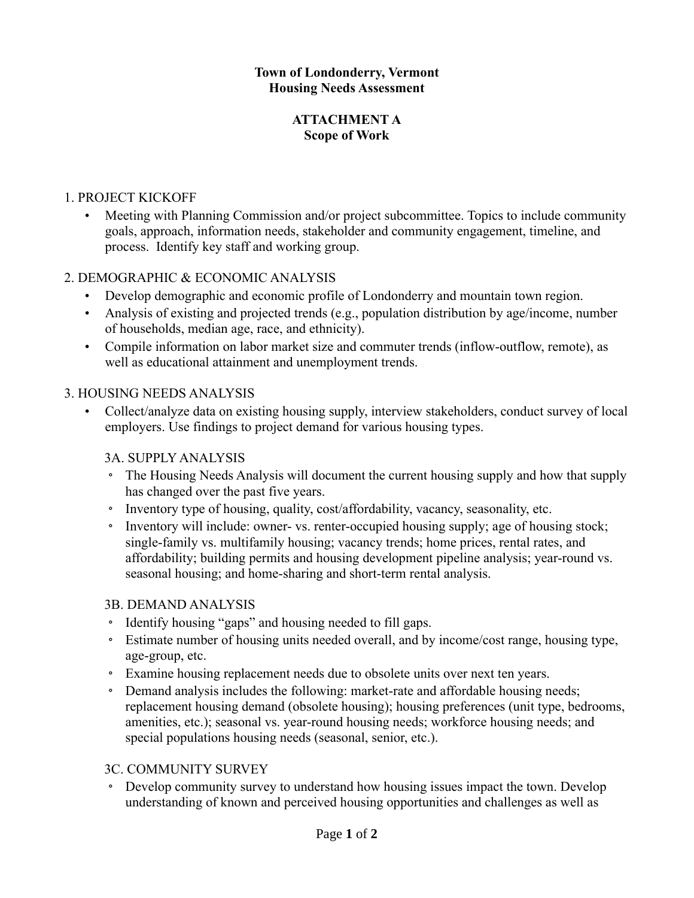**Town of Londonderry, Vermont**
**Housing Needs Assessment**

**ATTACHMENT A**
**Scope of Work**

1. PROJECT KICKOFF

- Meeting with Planning Commission and/or project subcommittee. Topics to include community goals, approach, information needs, stakeholder and community engagement, timeline, and process. Identify key staff and working group.

2. DEMOGRAPHIC & ECONOMIC ANALYSIS

- Develop demographic and economic profile of Londonderry and mountain town region.
- Analysis of existing and projected trends (e.g., population distribution by age/income, number of households, median age, race, and ethnicity).
- Compile information on labor market size and commuter trends (inflow-outflow, remote), as well as educational attainment and unemployment trends.

3. HOUSING NEEDS ANALYSIS

- Collect/analyze data on existing housing supply, interview stakeholders, conduct survey of local employers. Use findings to project demand for various housing types.

3A. SUPPLY ANALYSIS

- The Housing Needs Analysis will document the current housing supply and how that supply has changed over the past five years.
- Inventory type of housing, quality, cost/affordability, vacancy, seasonality, etc.
- Inventory will include: owner- vs. renter-occupied housing supply; age of housing stock; single-family vs. multifamily housing; vacancy trends; home prices, rental rates, and affordability; building permits and housing development pipeline analysis; year-round vs. seasonal housing; and home-sharing and short-term rental analysis.

3B. DEMAND ANALYSIS

- Identify housing "gaps" and housing needed to fill gaps.
- Estimate number of housing units needed overall, and by income/cost range, housing type, age-group, etc.
- Examine housing replacement needs due to obsolete units over next ten years.
- Demand analysis includes the following: market-rate and affordable housing needs; replacement housing demand (obsolete housing); housing preferences (unit type, bedrooms, amenities, etc.); seasonal vs. year-round housing needs; workforce housing needs; and special populations housing needs (seasonal, senior, etc.).

3C. COMMUNITY SURVEY

- Develop community survey to understand how housing issues impact the town. Develop understanding of known and perceived housing opportunities and challenges as well as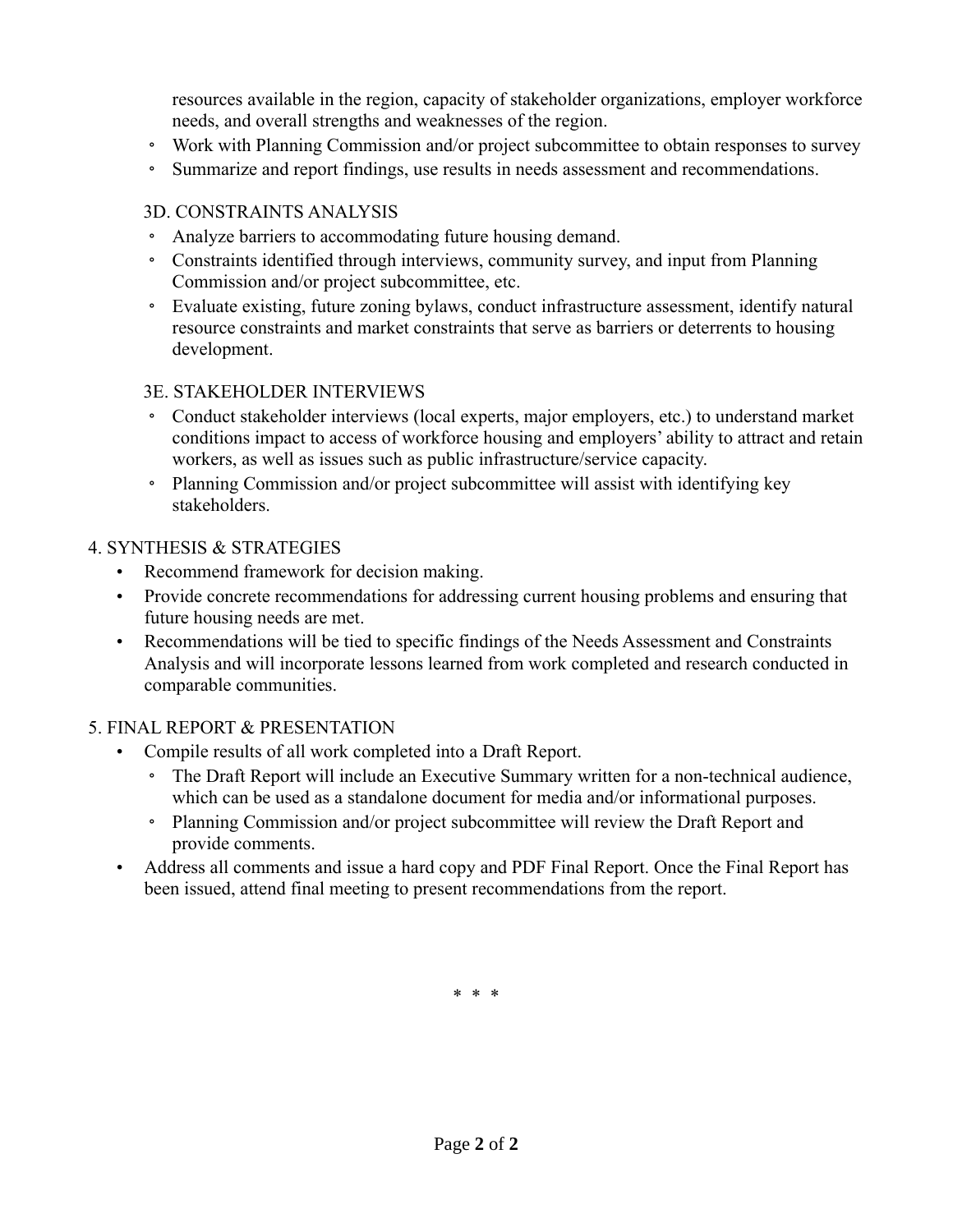resources available in the region, capacity of stakeholder organizations, employer workforce needs, and overall strengths and weaknesses of the region.
- Work with Planning Commission and/or project subcommittee to obtain responses to survey
- Summarize and report findings, use results in needs assessment and recommendations.

### 3D. CONSTRAINTS ANALYSIS

- Analyze barriers to accommodating future housing demand.
- Constraints identified through interviews, community survey, and input from Planning Commission and/or project subcommittee, etc.
- Evaluate existing, future zoning bylaws, conduct infrastructure assessment, identify natural resource constraints and market constraints that serve as barriers or deterrents to housing development.

### 3E. STAKEHOLDER INTERVIEWS

- Conduct stakeholder interviews (local experts, major employers, etc.) to understand market conditions impact to access of workforce housing and employers' ability to attract and retain workers, as well as issues such as public infrastructure/service capacity.
- Planning Commission and/or project subcommittee will assist with identifying key stakeholders.

## 4. SYNTHESIS & STRATEGIES

- Recommend framework for decision making.
- Provide concrete recommendations for addressing current housing problems and ensuring that future housing needs are met.
- Recommendations will be tied to specific findings of the Needs Assessment and Constraints Analysis and will incorporate lessons learned from work completed and research conducted in comparable communities.

## 5. FINAL REPORT & PRESENTATION

- Compile results of all work completed into a Draft Report.
  - The Draft Report will include an Executive Summary written for a non-technical audience, which can be used as a standalone document for media and/or informational purposes.
  - Planning Commission and/or project subcommittee will review the Draft Report and provide comments.
- Address all comments and issue a hard copy and PDF Final Report. Once the Final Report has been issued, attend final meeting to present recommendations from the report.

\* \* \*